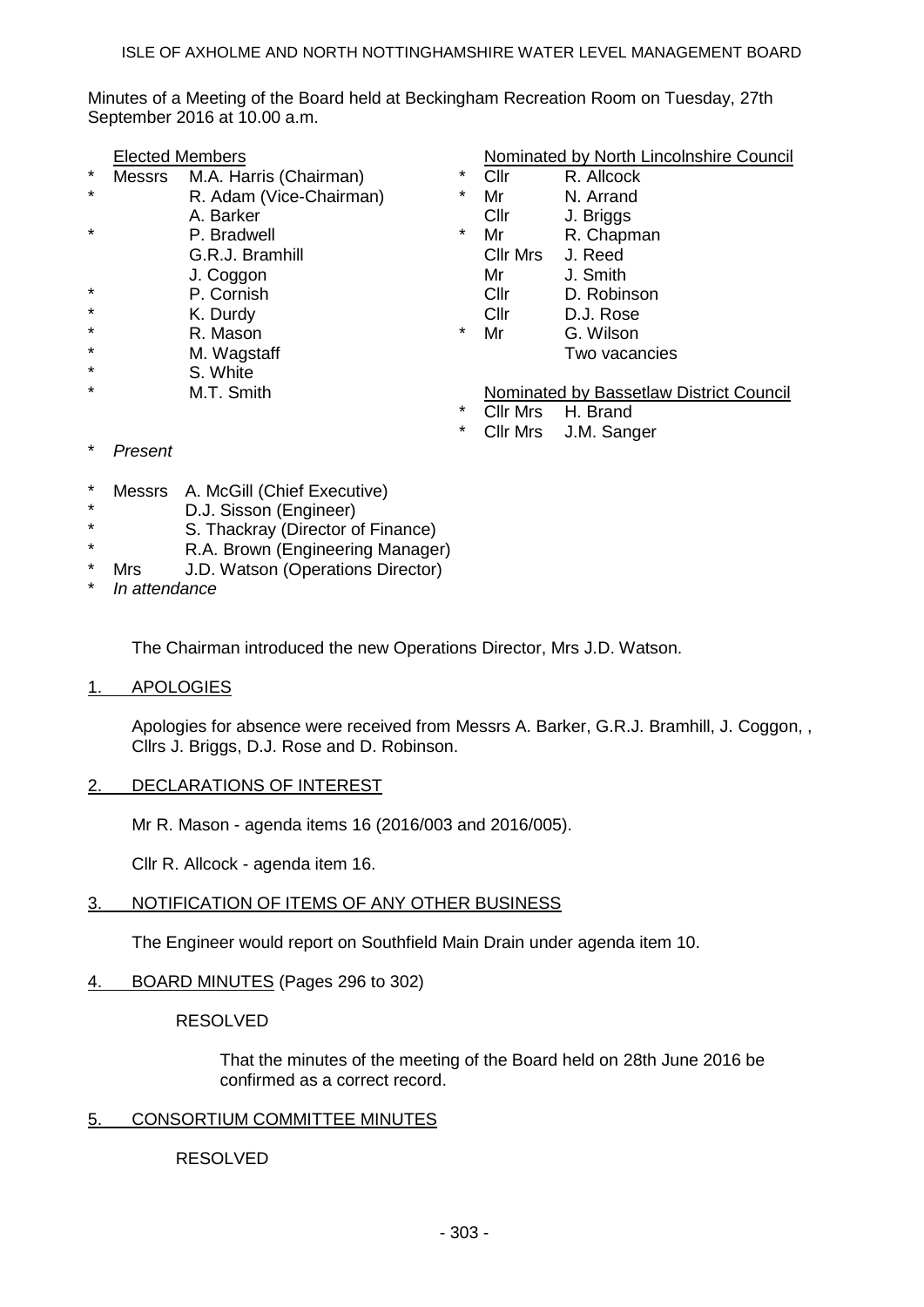ISLE OF AXHOLME AND NORTH NOTTINGHAMSHIRE WATER LEVEL MANAGEMENT BOARD

Minutes of a Meeting of the Board held at Beckingham Recreation Room on Tuesday, 27th September 2016 at 10.00 a.m.

Elected Members

| | | |
|---|---|---|
| * | Messrs | M.A. Harris (Chairman) |
| * | | R. Adam (Vice-Chairman) |
| | | A. Barker |
| * | | P. Bradwell |
| | | G.R.J. Bramhill |
| | | J. Coggon |
| * | | P. Cornish |
| * | | K. Durdy |
| * | | R. Mason |
| * | | M. Wagstaff |
| * | | S. White |
| * | | M.T. Smith |

Nominated by North Lincolnshire Council

| | | |
|---|---|---|
| * | Cllr | R. Allcock |
| * | Mr | N. Arrand |
| | Cllr | J. Briggs |
| * | Mr | R. Chapman |
| | Cllr Mrs | J. Reed |
| | Mr | J. Smith |
| | Cllr | D. Robinson |
| | Cllr | D.J. Rose |
| * | Mr | G. Wilson |
| | | Two vacancies |

Nominated by Bassetlaw District Council

| | | |
|---|---|---|
| * | Cllr Mrs | H. Brand |
| * | Cllr Mrs | J.M. Sanger |

\* *Present*

| | | |
|---|---|---|
| * | Messrs | A. McGill (Chief Executive) |
| * | | D.J. Sisson (Engineer) |
| * | | S. Thackray (Director of Finance) |
| * | | R.A. Brown (Engineering Manager) |
| * | Mrs | J.D. Watson (Operations Director) |

\* *In attendance*

The Chairman introduced the new Operations Director, Mrs J.D. Watson.

## 1. APOLOGIES

Apologies for absence were received from Messrs A. Barker, G.R.J. Bramhill, J. Coggon, , Cllrs J. Briggs, D.J. Rose and D. Robinson.

## 2. DECLARATIONS OF INTEREST

Mr R. Mason - agenda items 16 (2016/003 and 2016/005).

Cllr R. Allcock - agenda item 16.

## 3. NOTIFICATION OF ITEMS OF ANY OTHER BUSINESS

The Engineer would report on Southfield Main Drain under agenda item 10.

## 4. BOARD MINUTES (Pages 296 to 302)

RESOLVED

That the minutes of the meeting of the Board held on 28th June 2016 be confirmed as a correct record.

## 5. CONSORTIUM COMMITTEE MINUTES

RESOLVED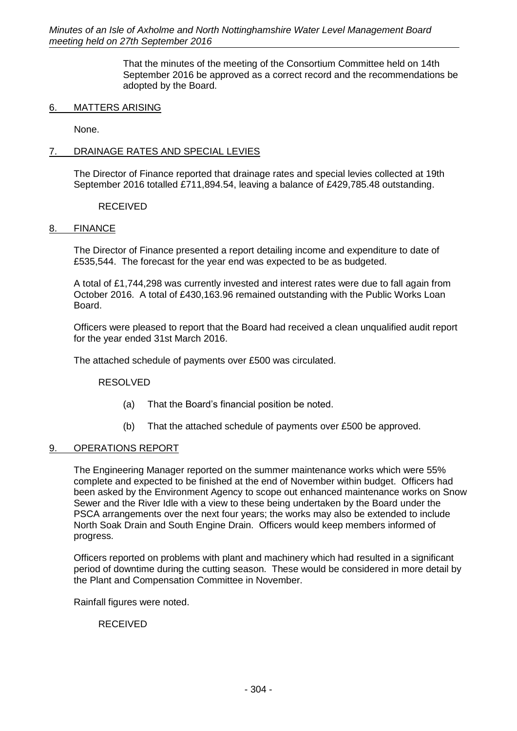That the minutes of the meeting of the Consortium Committee held on 14th September 2016 be approved as a correct record and the recommendations be adopted by the Board.

## 6. MATTERS ARISING

None.

## 7. DRAINAGE RATES AND SPECIAL LEVIES

The Director of Finance reported that drainage rates and special levies collected at 19th September 2016 totalled £711,894.54, leaving a balance of £429,785.48 outstanding.

RECEIVED

## 8. FINANCE

The Director of Finance presented a report detailing income and expenditure to date of £535,544. The forecast for the year end was expected to be as budgeted.

A total of £1,744,298 was currently invested and interest rates were due to fall again from October 2016. A total of £430,163.96 remained outstanding with the Public Works Loan Board.

Officers were pleased to report that the Board had received a clean unqualified audit report for the year ended 31st March 2016.

The attached schedule of payments over £500 was circulated.

RESOLVED

(a) That the Board's financial position be noted.

(b) That the attached schedule of payments over £500 be approved.

## 9. OPERATIONS REPORT

The Engineering Manager reported on the summer maintenance works which were 55% complete and expected to be finished at the end of November within budget. Officers had been asked by the Environment Agency to scope out enhanced maintenance works on Snow Sewer and the River Idle with a view to these being undertaken by the Board under the PSCA arrangements over the next four years; the works may also be extended to include North Soak Drain and South Engine Drain. Officers would keep members informed of progress.

Officers reported on problems with plant and machinery which had resulted in a significant period of downtime during the cutting season. These would be considered in more detail by the Plant and Compensation Committee in November.

Rainfall figures were noted.

RECEIVED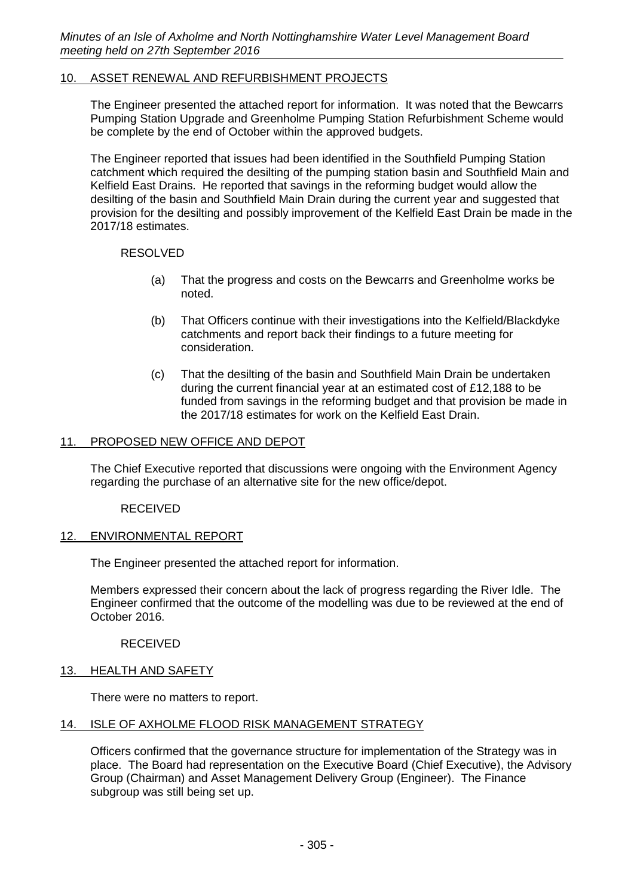## 10. ASSET RENEWAL AND REFURBISHMENT PROJECTS

The Engineer presented the attached report for information. It was noted that the Bewcarrs Pumping Station Upgrade and Greenholme Pumping Station Refurbishment Scheme would be complete by the end of October within the approved budgets.

The Engineer reported that issues had been identified in the Southfield Pumping Station catchment which required the desilting of the pumping station basin and Southfield Main and Kelfield East Drains. He reported that savings in the reforming budget would allow the desilting of the basin and Southfield Main Drain during the current year and suggested that provision for the desilting and possibly improvement of the Kelfield East Drain be made in the 2017/18 estimates.

RESOLVED

(a) That the progress and costs on the Bewcarrs and Greenholme works be noted.

(b) That Officers continue with their investigations into the Kelfield/Blackdyke catchments and report back their findings to a future meeting for consideration.

(c) That the desilting of the basin and Southfield Main Drain be undertaken during the current financial year at an estimated cost of £12,188 to be funded from savings in the reforming budget and that provision be made in the 2017/18 estimates for work on the Kelfield East Drain.

## 11. PROPOSED NEW OFFICE AND DEPOT

The Chief Executive reported that discussions were ongoing with the Environment Agency regarding the purchase of an alternative site for the new office/depot.

RECEIVED

## 12. ENVIRONMENTAL REPORT

The Engineer presented the attached report for information.

Members expressed their concern about the lack of progress regarding the River Idle. The Engineer confirmed that the outcome of the modelling was due to be reviewed at the end of October 2016.

RECEIVED

## 13. HEALTH AND SAFETY

There were no matters to report.

## 14. ISLE OF AXHOLME FLOOD RISK MANAGEMENT STRATEGY

Officers confirmed that the governance structure for implementation of the Strategy was in place. The Board had representation on the Executive Board (Chief Executive), the Advisory Group (Chairman) and Asset Management Delivery Group (Engineer). The Finance subgroup was still being set up.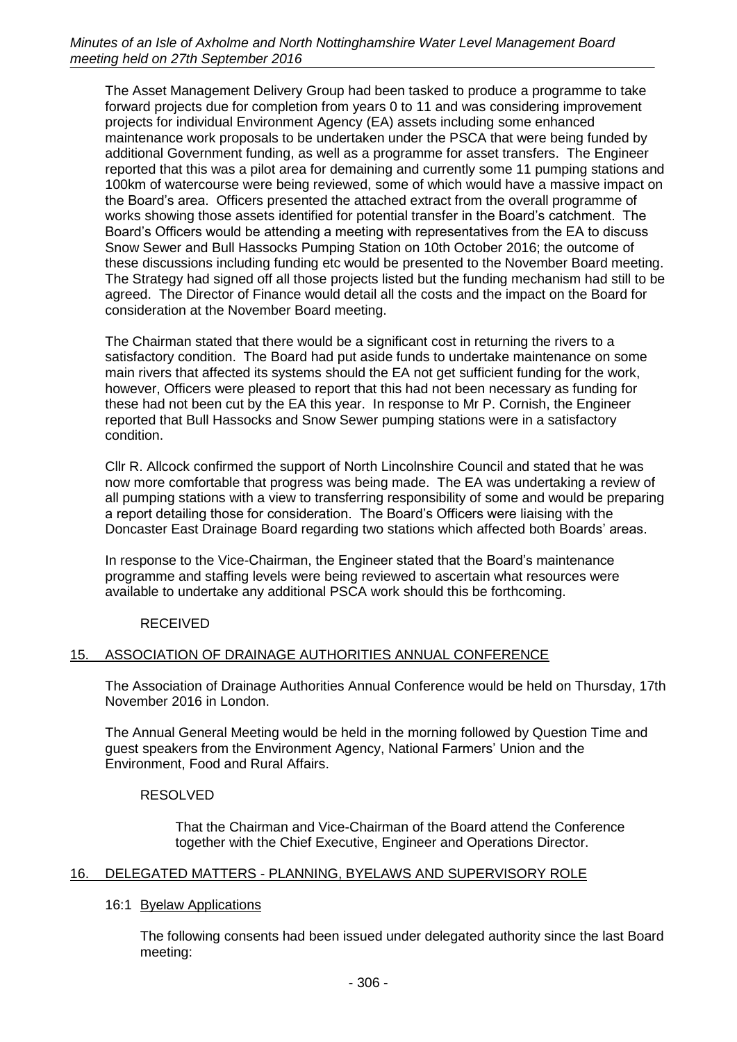The Asset Management Delivery Group had been tasked to produce a programme to take forward projects due for completion from years 0 to 11 and was considering improvement projects for individual Environment Agency (EA) assets including some enhanced maintenance work proposals to be undertaken under the PSCA that were being funded by additional Government funding, as well as a programme for asset transfers. The Engineer reported that this was a pilot area for demaining and currently some 11 pumping stations and 100km of watercourse were being reviewed, some of which would have a massive impact on the Board's area. Officers presented the attached extract from the overall programme of works showing those assets identified for potential transfer in the Board's catchment. The Board's Officers would be attending a meeting with representatives from the EA to discuss Snow Sewer and Bull Hassocks Pumping Station on 10th October 2016; the outcome of these discussions including funding etc would be presented to the November Board meeting. The Strategy had signed off all those projects listed but the funding mechanism had still to be agreed. The Director of Finance would detail all the costs and the impact on the Board for consideration at the November Board meeting.

The Chairman stated that there would be a significant cost in returning the rivers to a satisfactory condition. The Board had put aside funds to undertake maintenance on some main rivers that affected its systems should the EA not get sufficient funding for the work, however, Officers were pleased to report that this had not been necessary as funding for these had not been cut by the EA this year. In response to Mr P. Cornish, the Engineer reported that Bull Hassocks and Snow Sewer pumping stations were in a satisfactory condition.

Cllr R. Allcock confirmed the support of North Lincolnshire Council and stated that he was now more comfortable that progress was being made. The EA was undertaking a review of all pumping stations with a view to transferring responsibility of some and would be preparing a report detailing those for consideration. The Board's Officers were liaising with the Doncaster East Drainage Board regarding two stations which affected both Boards' areas.

In response to the Vice-Chairman, the Engineer stated that the Board's maintenance programme and staffing levels were being reviewed to ascertain what resources were available to undertake any additional PSCA work should this be forthcoming.

RECEIVED

## 15. ASSOCIATION OF DRAINAGE AUTHORITIES ANNUAL CONFERENCE

The Association of Drainage Authorities Annual Conference would be held on Thursday, 17th November 2016 in London.

The Annual General Meeting would be held in the morning followed by Question Time and guest speakers from the Environment Agency, National Farmers' Union and the Environment, Food and Rural Affairs.

RESOLVED

That the Chairman and Vice-Chairman of the Board attend the Conference together with the Chief Executive, Engineer and Operations Director.

## 16. DELEGATED MATTERS - PLANNING, BYELAWS AND SUPERVISORY ROLE

### 16:1 Byelaw Applications

The following consents had been issued under delegated authority since the last Board meeting: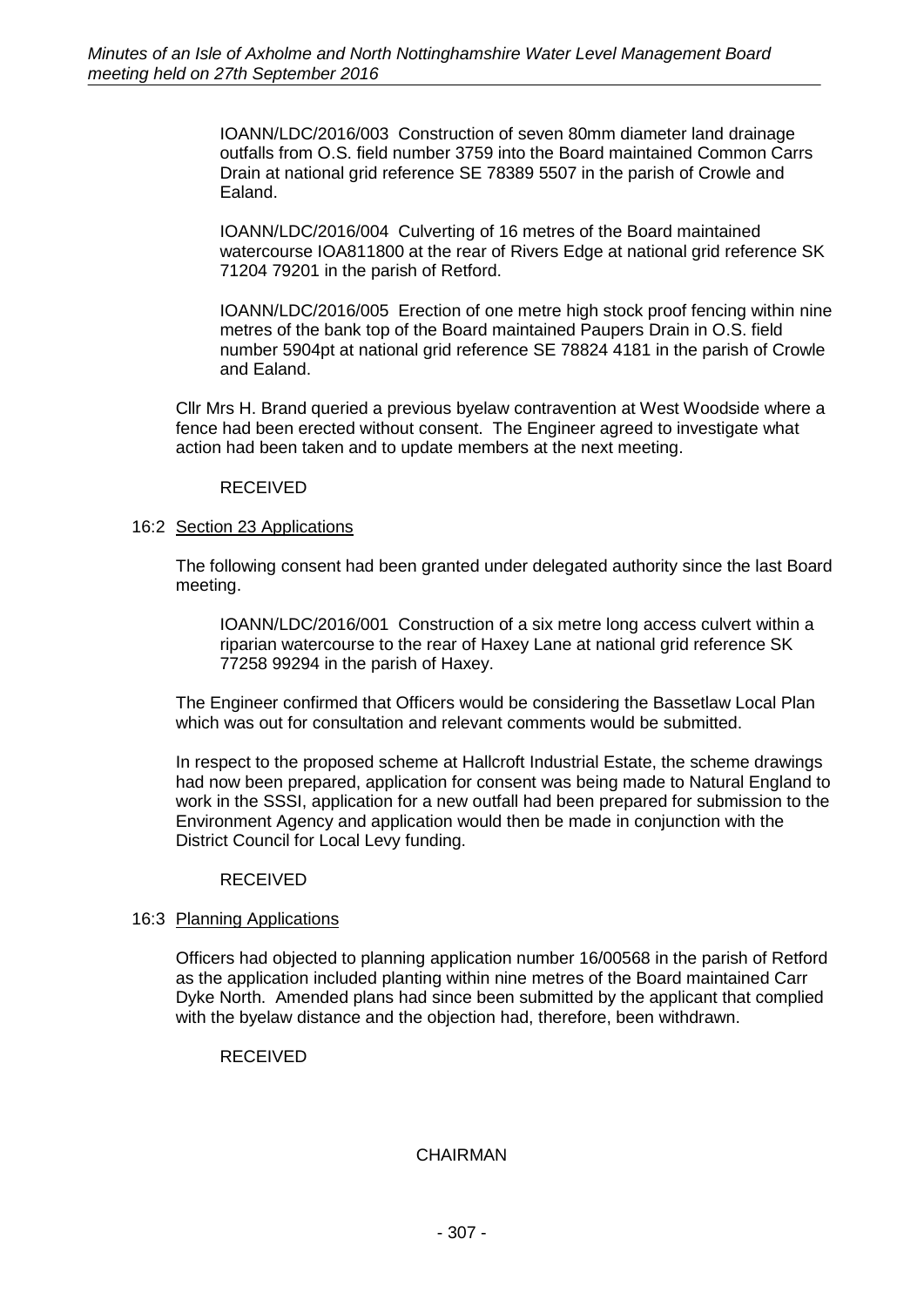IOANN/LDC/2016/003 Construction of seven 80mm diameter land drainage outfalls from O.S. field number 3759 into the Board maintained Common Carrs Drain at national grid reference SE 78389 5507 in the parish of Crowle and Ealand.

IOANN/LDC/2016/004 Culverting of 16 metres of the Board maintained watercourse IOA811800 at the rear of Rivers Edge at national grid reference SK 71204 79201 in the parish of Retford.

IOANN/LDC/2016/005 Erection of one metre high stock proof fencing within nine metres of the bank top of the Board maintained Paupers Drain in O.S. field number 5904pt at national grid reference SE 78824 4181 in the parish of Crowle and Ealand.

Cllr Mrs H. Brand queried a previous byelaw contravention at West Woodside where a fence had been erected without consent. The Engineer agreed to investigate what action had been taken and to update members at the next meeting.

RECEIVED

16:2 Section 23 Applications

The following consent had been granted under delegated authority since the last Board meeting.

IOANN/LDC/2016/001 Construction of a six metre long access culvert within a riparian watercourse to the rear of Haxey Lane at national grid reference SK 77258 99294 in the parish of Haxey.

The Engineer confirmed that Officers would be considering the Bassetlaw Local Plan which was out for consultation and relevant comments would be submitted.

In respect to the proposed scheme at Hallcroft Industrial Estate, the scheme drawings had now been prepared, application for consent was being made to Natural England to work in the SSSI, application for a new outfall had been prepared for submission to the Environment Agency and application would then be made in conjunction with the District Council for Local Levy funding.

RECEIVED

16:3 Planning Applications

Officers had objected to planning application number 16/00568 in the parish of Retford as the application included planting within nine metres of the Board maintained Carr Dyke North. Amended plans had since been submitted by the applicant that complied with the byelaw distance and the objection had, therefore, been withdrawn.

RECEIVED

CHAIRMAN